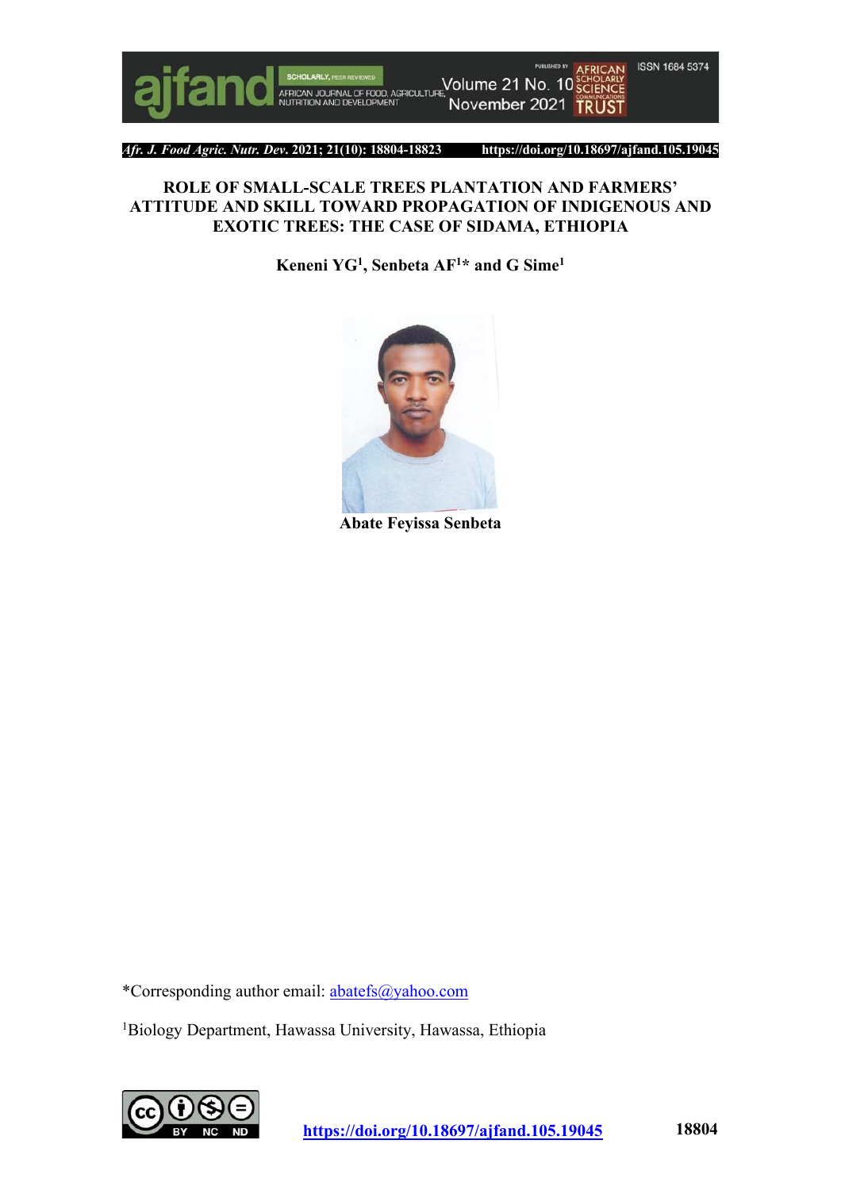# ROLE OF SMALL-SCALE TREES PLANTATION AND FARMERS' ATTITUDE AND SKILL TOWARD PROPAGATION OF INDIGENOUS AND EXOTIC TREES: THE CASE OF SIDAMA, ETHIOPIA

**Keneni YG[1], Senbeta AF[1]* and G Sime[1]**

**Abate Feyissa Senbeta**

*Corresponding author email: abatefs@yahoo.com

[1]Biology Department, Hawassa University, Hawassa, Ethiopia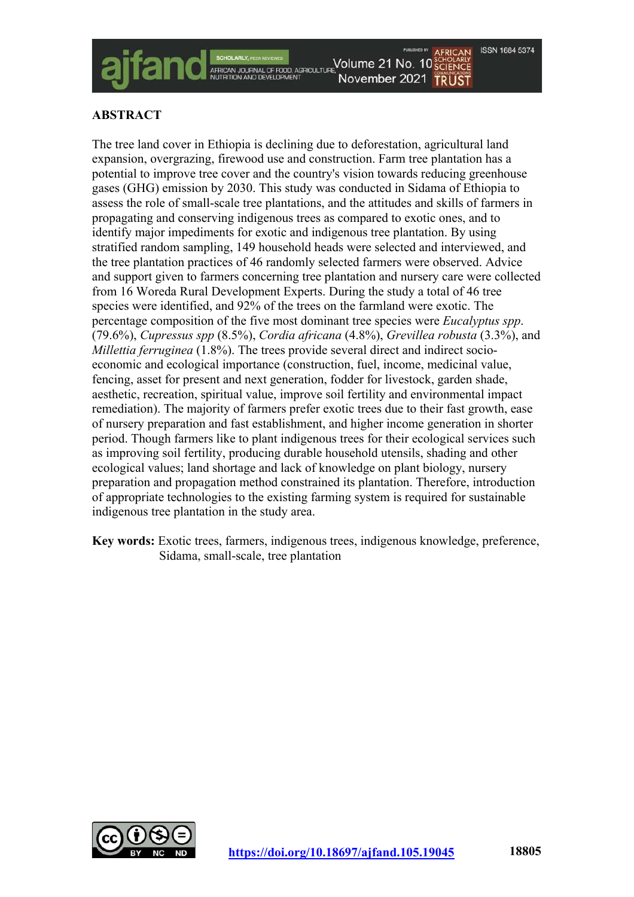## ABSTRACT

The tree land cover in Ethiopia is declining due to deforestation, agricultural land expansion, overgrazing, firewood use and construction. Farm tree plantation has a potential to improve tree cover and the country's vision towards reducing greenhouse gases (GHG) emission by 2030. This study was conducted in Sidama of Ethiopia to assess the role of small-scale tree plantations, and the attitudes and skills of farmers in propagating and conserving indigenous trees as compared to exotic ones, and to identify major impediments for exotic and indigenous tree plantation. By using stratified random sampling, 149 household heads were selected and interviewed, and the tree plantation practices of 46 randomly selected farmers were observed. Advice and support given to farmers concerning tree plantation and nursery care were collected from 16 Woreda Rural Development Experts. During the study a total of 46 tree species were identified, and 92% of the trees on the farmland were exotic. The percentage composition of the five most dominant tree species were *Eucalyptus spp*. (79.6%), *Cupressus spp* (8.5%), *Cordia africana* (4.8%), *Grevillea robusta* (3.3%), and *Millettia ferruginea* (1.8%). The trees provide several direct and indirect socio-economic and ecological importance (construction, fuel, income, medicinal value, fencing, asset for present and next generation, fodder for livestock, garden shade, aesthetic, recreation, spiritual value, improve soil fertility and environmental impact remediation). The majority of farmers prefer exotic trees due to their fast growth, ease of nursery preparation and fast establishment, and higher income generation in shorter period. Though farmers like to plant indigenous trees for their ecological services such as improving soil fertility, producing durable household utensils, shading and other ecological values; land shortage and lack of knowledge on plant biology, nursery preparation and propagation method constrained its plantation. Therefore, introduction of appropriate technologies to the existing farming system is required for sustainable indigenous tree plantation in the study area.

**Key words:** Exotic trees, farmers, indigenous trees, indigenous knowledge, preference, Sidama, small-scale, tree plantation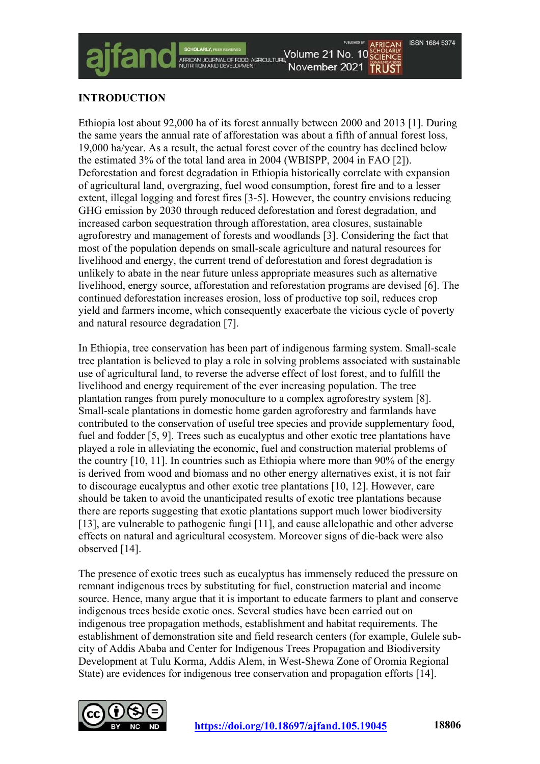## INTRODUCTION

Ethiopia lost about 92,000 ha of its forest annually between 2000 and 2013 [1]. During the same years the annual rate of afforestation was about a fifth of annual forest loss, 19,000 ha/year. As a result, the actual forest cover of the country has declined below the estimated 3% of the total land area in 2004 (WBISPP, 2004 in FAO [2]). Deforestation and forest degradation in Ethiopia historically correlate with expansion of agricultural land, overgrazing, fuel wood consumption, forest fire and to a lesser extent, illegal logging and forest fires [3-5]. However, the country envisions reducing GHG emission by 2030 through reduced deforestation and forest degradation, and increased carbon sequestration through afforestation, area closures, sustainable agroforestry and management of forests and woodlands [3]. Considering the fact that most of the population depends on small-scale agriculture and natural resources for livelihood and energy, the current trend of deforestation and forest degradation is unlikely to abate in the near future unless appropriate measures such as alternative livelihood, energy source, afforestation and reforestation programs are devised [6]. The continued deforestation increases erosion, loss of productive top soil, reduces crop yield and farmers income, which consequently exacerbate the vicious cycle of poverty and natural resource degradation [7].

In Ethiopia, tree conservation has been part of indigenous farming system. Small-scale tree plantation is believed to play a role in solving problems associated with sustainable use of agricultural land, to reverse the adverse effect of lost forest, and to fulfill the livelihood and energy requirement of the ever increasing population. The tree plantation ranges from purely monoculture to a complex agroforestry system [8]. Small-scale plantations in domestic home garden agroforestry and farmlands have contributed to the conservation of useful tree species and provide supplementary food, fuel and fodder [5, 9]. Trees such as eucalyptus and other exotic tree plantations have played a role in alleviating the economic, fuel and construction material problems of the country [10, 11]. In countries such as Ethiopia where more than 90% of the energy is derived from wood and biomass and no other energy alternatives exist, it is not fair to discourage eucalyptus and other exotic tree plantations [10, 12]. However, care should be taken to avoid the unanticipated results of exotic tree plantations because there are reports suggesting that exotic plantations support much lower biodiversity [13], are vulnerable to pathogenic fungi [11], and cause allelopathic and other adverse effects on natural and agricultural ecosystem. Moreover signs of die-back were also observed [14].

The presence of exotic trees such as eucalyptus has immensely reduced the pressure on remnant indigenous trees by substituting for fuel, construction material and income source. Hence, many argue that it is important to educate farmers to plant and conserve indigenous trees beside exotic ones. Several studies have been carried out on indigenous tree propagation methods, establishment and habitat requirements. The establishment of demonstration site and field research centers (for example, Gulele sub-city of Addis Ababa and Center for Indigenous Trees Propagation and Biodiversity Development at Tulu Korma, Addis Alem, in West-Shewa Zone of Oromia Regional State) are evidences for indigenous tree conservation and propagation efforts [14].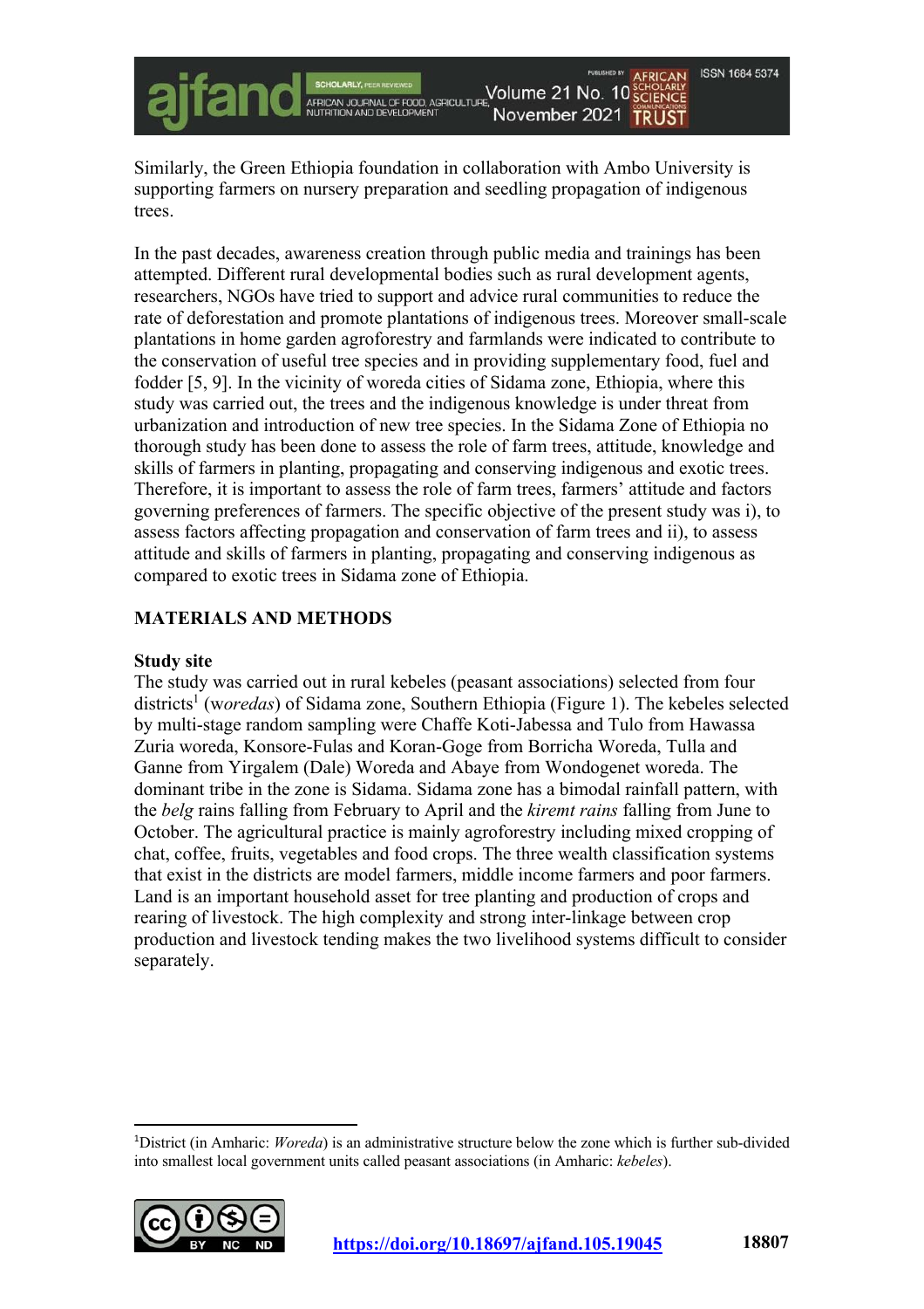Similarly, the Green Ethiopia foundation in collaboration with Ambo University is supporting farmers on nursery preparation and seedling propagation of indigenous trees.

In the past decades, awareness creation through public media and trainings has been attempted. Different rural developmental bodies such as rural development agents, researchers, NGOs have tried to support and advice rural communities to reduce the rate of deforestation and promote plantations of indigenous trees. Moreover small-scale plantations in home garden agroforestry and farmlands were indicated to contribute to the conservation of useful tree species and in providing supplementary food, fuel and fodder [5, 9]. In the vicinity of woreda cities of Sidama zone, Ethiopia, where this study was carried out, the trees and the indigenous knowledge is under threat from urbanization and introduction of new tree species. In the Sidama Zone of Ethiopia no thorough study has been done to assess the role of farm trees, attitude, knowledge and skills of farmers in planting, propagating and conserving indigenous and exotic trees. Therefore, it is important to assess the role of farm trees, farmers' attitude and factors governing preferences of farmers. The specific objective of the present study was i), to assess factors affecting propagation and conservation of farm trees and ii), to assess attitude and skills of farmers in planting, propagating and conserving indigenous as compared to exotic trees in Sidama zone of Ethiopia.

## MATERIALS AND METHODS

### Study site

The study was carried out in rural kebeles (peasant associations) selected from four districts[1] (*woredas*) of Sidama zone, Southern Ethiopia (Figure 1). The kebeles selected by multi-stage random sampling were Chaffe Koti-Jabessa and Tulo from Hawassa Zuria woreda, Konsore-Fulas and Koran-Goge from Borricha Woreda, Tulla and Ganne from Yirgalem (Dale) Woreda and Abaye from Wondogenet woreda. The dominant tribe in the zone is Sidama. Sidama zone has a bimodal rainfall pattern, with the *belg* rains falling from February to April and the *kiremt rains* falling from June to October. The agricultural practice is mainly agroforestry including mixed cropping of chat, coffee, fruits, vegetables and food crops. The three wealth classification systems that exist in the districts are model farmers, middle income farmers and poor farmers. Land is an important household asset for tree planting and production of crops and rearing of livestock. The high complexity and strong inter-linkage between crop production and livestock tending makes the two livelihood systems difficult to consider separately.

[1]District (in Amharic: *Woreda*) is an administrative structure below the zone which is further sub-divided into smallest local government units called peasant associations (in Amharic: *kebeles*).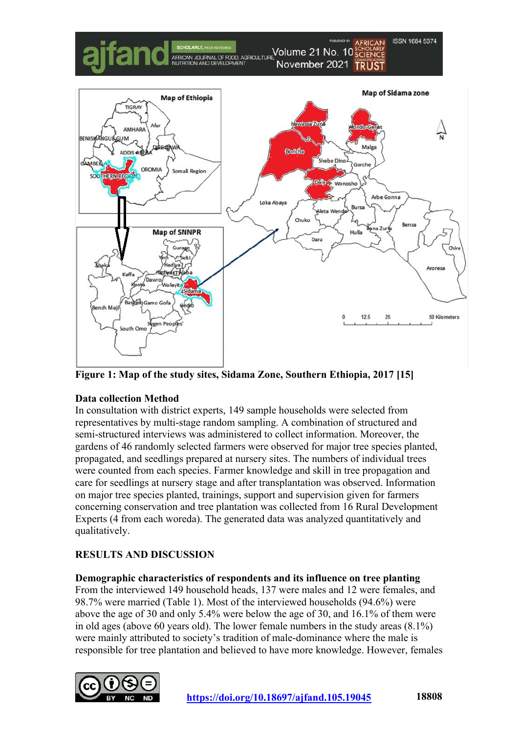Map of Ethiopia

TIGRAY

AMHARA

Afar

BENISHANGUL GUM

ADDIS ABEBA

DIRE DAWA

GAMBELA

OROMIA

Somali Region

SOUTHERN REGION

Map of SNNPR

Gurage

Yem

Selti

Hadiya

Sheka

Keffa

Hadiya KT Alaba

Dawro

Konta

Wolayita

Sidama

Bench Maji

Basketo

Gamo Gofa

Gedeo

Segen Peoples'

South Omo

Map of Sidama zone

Hawassa Zuria

Wondo-Genet

Malga

Boricha

Shebe Dino

Gorche

Dale

Wonosho

Loka Abaya

Arbe Gonna

Bursa

Aleta Wendo

Chuko

Bona Zuria

Bensa

Hulla

Dara

Chire

Aroresa

N

0 12.5 25 50 Kilometers

Figure 1: Map of the study sites, Sidama Zone, Southern Ethiopia, 2017 [15]

**Data collection Method**

In consultation with district experts, 149 sample households were selected from representatives by multi-stage random sampling. A combination of structured and semi-structured interviews was administered to collect information. Moreover, the gardens of 46 randomly selected farmers were observed for major tree species planted, propagated, and seedlings prepared at nursery sites. The numbers of individual trees were counted from each species. Farmer knowledge and skill in tree propagation and care for seedlings at nursery stage and after transplantation was observed. Information on major tree species planted, trainings, support and supervision given for farmers concerning conservation and tree plantation was collected from 16 Rural Development Experts (4 from each woreda). The generated data was analyzed quantitatively and qualitatively.

## RESULTS AND DISCUSSION

**Demographic characteristics of respondents and its influence on tree planting**

From the interviewed 149 household heads, 137 were males and 12 were females, and 98.7% were married (Table 1). Most of the interviewed households (94.6%) were above the age of 30 and only 5.4% were below the age of 30, and 16.1% of them were in old ages (above 60 years old). The lower female numbers in the study areas (8.1%) were mainly attributed to society's tradition of male-dominance where the male is responsible for tree plantation and believed to have more knowledge. However, females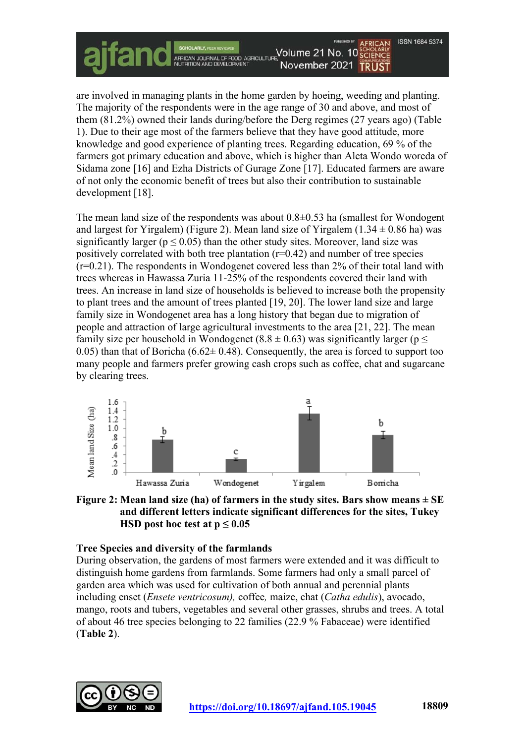are involved in managing plants in the home garden by hoeing, weeding and planting. The majority of the respondents were in the age range of 30 and above, and most of them (81.2%) owned their lands during/before the Derg regimes (27 years ago) (Table 1). Due to their age most of the farmers believe that they have good attitude, more knowledge and good experience of planting trees. Regarding education, 69 % of the farmers got primary education and above, which is higher than Aleta Wondo woreda of Sidama zone [16] and Ezha Districts of Gurage Zone [17]. Educated farmers are aware of not only the economic benefit of trees but also their contribution to sustainable development [18].

The mean land size of the respondents was about 0.8±0.53 ha (smallest for Wondogent and largest for Yirgalem) (Figure 2). Mean land size of Yirgalem (1.34 ± 0.86 ha) was significantly larger ($p \leq 0.05$) than the other study sites. Moreover, land size was positively correlated with both tree plantation (r=0.42) and number of tree species (r=0.21). The respondents in Wondogent covered less than 2% of their total land with trees whereas in Hawassa Zuria 11-25% of the respondents covered their land with trees. An increase in land size of households is believed to increase both the propensity to plant trees and the amount of trees planted [19, 20]. The lower land size and large family size in Wondogenet area has a long history that began due to migration of people and attraction of large agricultural investments to the area [21, 22]. The mean family size per household in Wondogent (8.8 ± 0.63) was significantly larger ($p \leq 0.05$) than that of Boricha (6.62± 0.48). Consequently, the area is forced to support too many people and farmers prefer growing cash crops such as coffee, chat and sugarcane by clearing trees.

Mean land Size (ha)
1.6
1.4
1.2
1.0
.8
.6
.4
.2
.0
b
c
a
b
Hawassa Zuria
Wondogenet
Yirgalem
Boricha

**Figure 2: Mean land size (ha) of farmers in the study sites. Bars show means ± SE and different letters indicate significant differences for the sites, Tukey HSD post hoc test at p ≤ 0.05**

**Tree Species and diversity of the farmlands**

During observation, the gardens of most farmers were extended and it was difficult to distinguish home gardens from farmlands. Some farmers had only a small parcel of garden area which was used for cultivation of both annual and perennial plants including enset (*Ensete ventricosum),* coffee*,* maize, chat (*Catha edulis*), avocado, mango, roots and tubers, vegetables and several other grasses, shrubs and trees. A total of about 46 tree species belonging to 22 families (22.9 % Fabaceae) were identified (**Table 2**).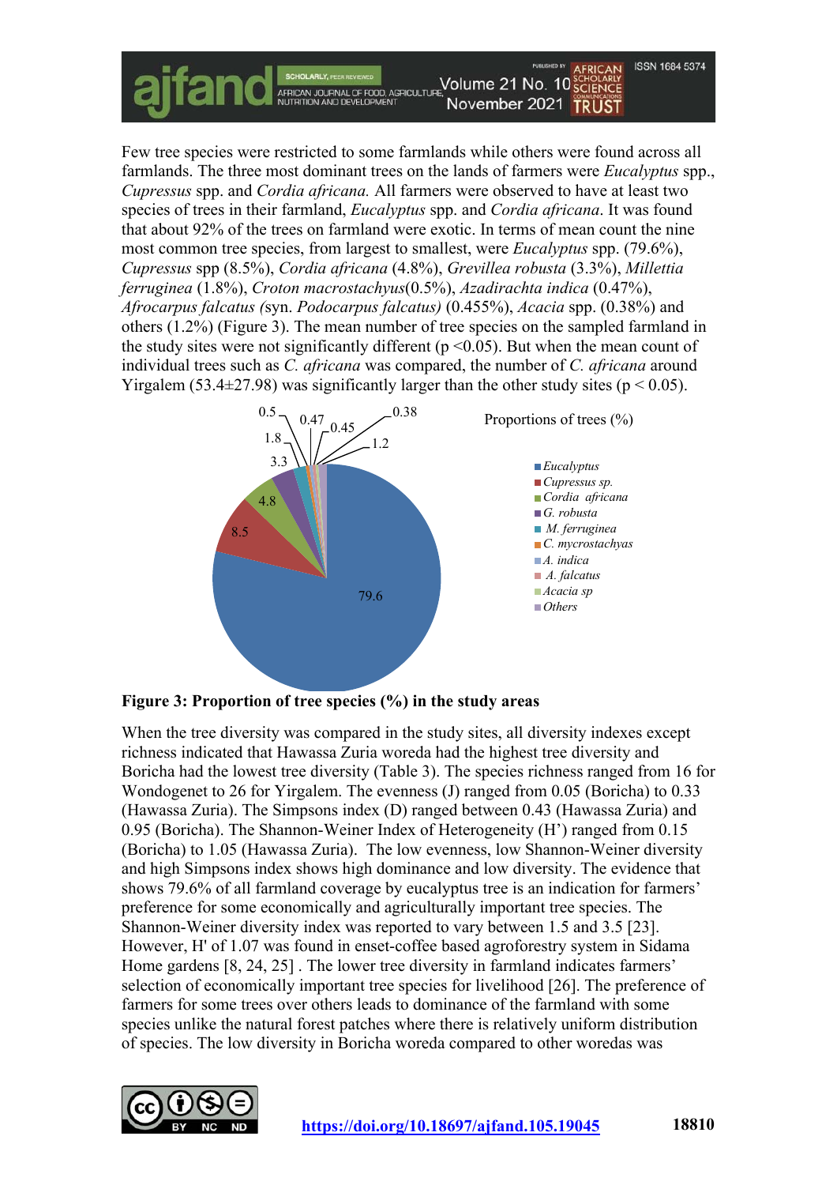Few tree species were restricted to some farmlands while others were found across all farmlands. The three most dominant trees on the lands of farmers were *Eucalyptus* spp., *Cupressus* spp. and *Cordia africana.* All farmers were observed to have at least two species of trees in their farmland, *Eucalyptus* spp. and *Cordia africana*. It was found that about 92% of the trees on farmland were exotic. In terms of mean count the nine most common tree species, from largest to smallest, were *Eucalyptus* spp. (79.6%), *Cupressus* spp (8.5%), *Cordia africana* (4.8%), *Grevillea robusta* (3.3%), *Milletia ferruginea* (1.8%), *Croton macrostachyus*(0.5%), *Azadirachta indica* (0.47%), *Afrocarpus falcatus (*syn. *Podocarpus falcatus)* (0.455%), *Acacia* spp. (0.38%) and others (1.2%) (Figure 3). The mean number of tree species on the sampled farmland in the study sites were not significantly different ($p < 0.05$). But when the mean count of individual trees such as *C. africana* was compared, the number of *C. africana* around Yirgalem ($53.4 \pm 27.98$) was significantly larger than the other study sites ($p < 0.05$).

Proportions of trees (%)

0.5
0.47
0.45
0.38
1.8
1.2
3.3
4.8
8.5
79.6

*Eucalyptus*
*Cupressus sp.*
*Cordia africana*
*G. robusta*
*M. ferruginea*
*C. mycrostachyas*
*A. indica*
*A. falcatus*
*Acacia sp*
*Others*

**Figure 3: Proportion of tree species (%) in the study areas**

When the tree diversity was compared in the study sites, all diversity indexes except richness indicated that Hawassa Zuria woreda had the highest tree diversity and Boricha had the lowest tree diversity (Table 3). The species richness ranged from 16 for Wondogenet to 26 for Yirgalem. The evenness (J) ranged from 0.05 (Boricha) to 0.33 (Hawassa Zuria). The Simpsons index (D) ranged between 0.43 (Hawassa Zuria) and 0.95 (Boricha). The Shannon-Weiner Index of Heterogeneity (H') ranged from 0.15 (Boricha) to 1.05 (Hawassa Zuria). The low evenness, low Shannon-Weiner diversity and high Simpsons index shows high dominance and low diversity. The evidence that shows 79.6% of all farmland coverage by eucalyptus tree is an indication for farmers' preference for some economically and agriculturally important tree species. The Shannon-Weiner diversity index was reported to vary between 1.5 and 3.5 [23]. However, H' of 1.07 was found in enset-coffee based agroforestry system in Sidama Home gardens [8, 24, 25] . The lower tree diversity in farmland indicates farmers' selection of economically important tree species for livelihood [26]. The preference of farmers for some trees over others leads to dominance of the farmland with some species unlike the natural forest patches where there is relatively uniform distribution of species. The low diversity in Boricha woreda compared to other woredas was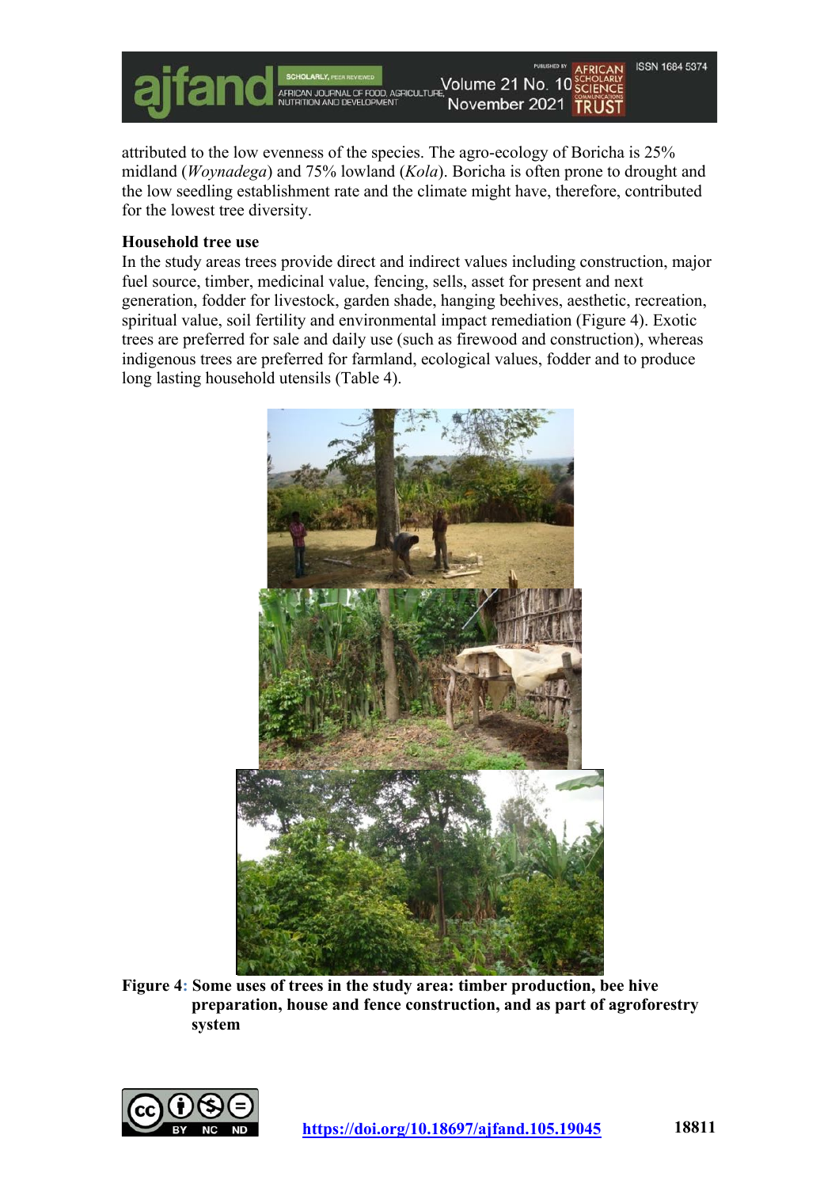attributed to the low evenness of the species. The agro-ecology of Boricha is 25% midland (*Woynadega*) and 75% lowland (*Kola*). Boricha is often prone to drought and the low seedling establishment rate and the climate might have, therefore, contributed for the lowest tree diversity.

**Household tree use**

In the study areas trees provide direct and indirect values including construction, major fuel source, timber, medicinal value, fencing, sells, asset for present and next generation, fodder for livestock, garden shade, hanging beehives, aesthetic, recreation, spiritual value, soil fertility and environmental impact remediation (Figure 4). Exotic trees are preferred for sale and daily use (such as firewood and construction), whereas indigenous trees are preferred for farmland, ecological values, fodder and to produce long lasting household utensils (Table 4).

**Figure 4: Some uses of trees in the study area: timber production, bee hive preparation, house and fence construction, and as part of agroforestry system**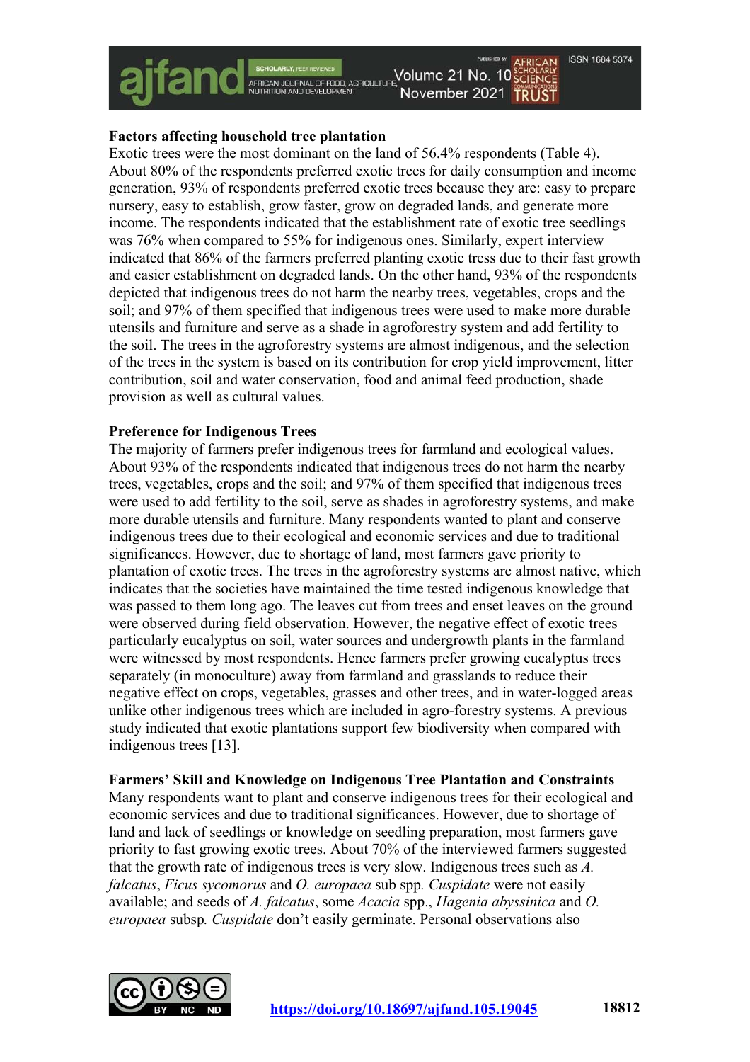**Factors affecting household tree plantation**

Exotic trees were the most dominant on the land of 56.4% respondents (Table 4). About 80% of the respondents preferred exotic trees for daily consumption and income generation, 93% of respondents preferred exotic trees because they are: easy to prepare nursery, easy to establish, grow faster, grow on degraded lands, and generate more income. The respondents indicated that the establishment rate of exotic tree seedlings was 76% when compared to 55% for indigenous ones. Similarly, expert interview indicated that 86% of the farmers preferred planting exotic tress due to their fast growth and easier establishment on degraded lands. On the other hand, 93% of the respondents depicted that indigenous trees do not harm the nearby trees, vegetables, crops and the soil; and 97% of them specified that indigenous trees were used to make more durable utensils and furniture and serve as a shade in agroforestry system and add fertility to the soil. The trees in the agroforestry systems are almost indigenous, and the selection of the trees in the system is based on its contribution for crop yield improvement, litter contribution, soil and water conservation, food and animal feed production, shade provision as well as cultural values.

**Preference for Indigenous Trees**

The majority of farmers prefer indigenous trees for farmland and ecological values. About 93% of the respondents indicated that indigenous trees do not harm the nearby trees, vegetables, crops and the soil; and 97% of them specified that indigenous trees were used to add fertility to the soil, serve as shades in agroforestry systems, and make more durable utensils and furniture. Many respondents wanted to plant and conserve indigenous trees due to their ecological and economic services and due to traditional significances. However, due to shortage of land, most farmers gave priority to plantation of exotic trees. The trees in the agroforestry systems are almost native, which indicates that the societies have maintained the time tested indigenous knowledge that was passed to them long ago. The leaves cut from trees and enset leaves on the ground were observed during field observation. However, the negative effect of exotic trees particularly eucalyptus on soil, water sources and undergrowth plants in the farmland were witnessed by most respondents. Hence farmers prefer growing eucalyptus trees separately (in monoculture) away from farmland and grasslands to reduce their negative effect on crops, vegetables, grasses and other trees, and in water-logged areas unlike other indigenous trees which are included in agro-forestry systems. A previous study indicated that exotic plantations support few biodiversity when compared with indigenous trees [13].

**Farmers' Skill and Knowledge on Indigenous Tree Plantation and Constraints**

Many respondents want to plant and conserve indigenous trees for their ecological and economic services and due to traditional significances. However, due to shortage of land and lack of seedlings or knowledge on seedling preparation, most farmers gave priority to fast growing exotic trees. About 70% of the interviewed farmers suggested that the growth rate of indigenous trees is very slow. Indigenous trees such as *A. falcatus*, *Ficus sycomorus* and *O. europaea* sub spp*. Cuspidate* were not easily available; and seeds of *A. falcatus*, some *Acacia* spp., *Hagenia abyssinica* and *O. europaea* subsp*. Cuspidate* don't easily germinate. Personal observations also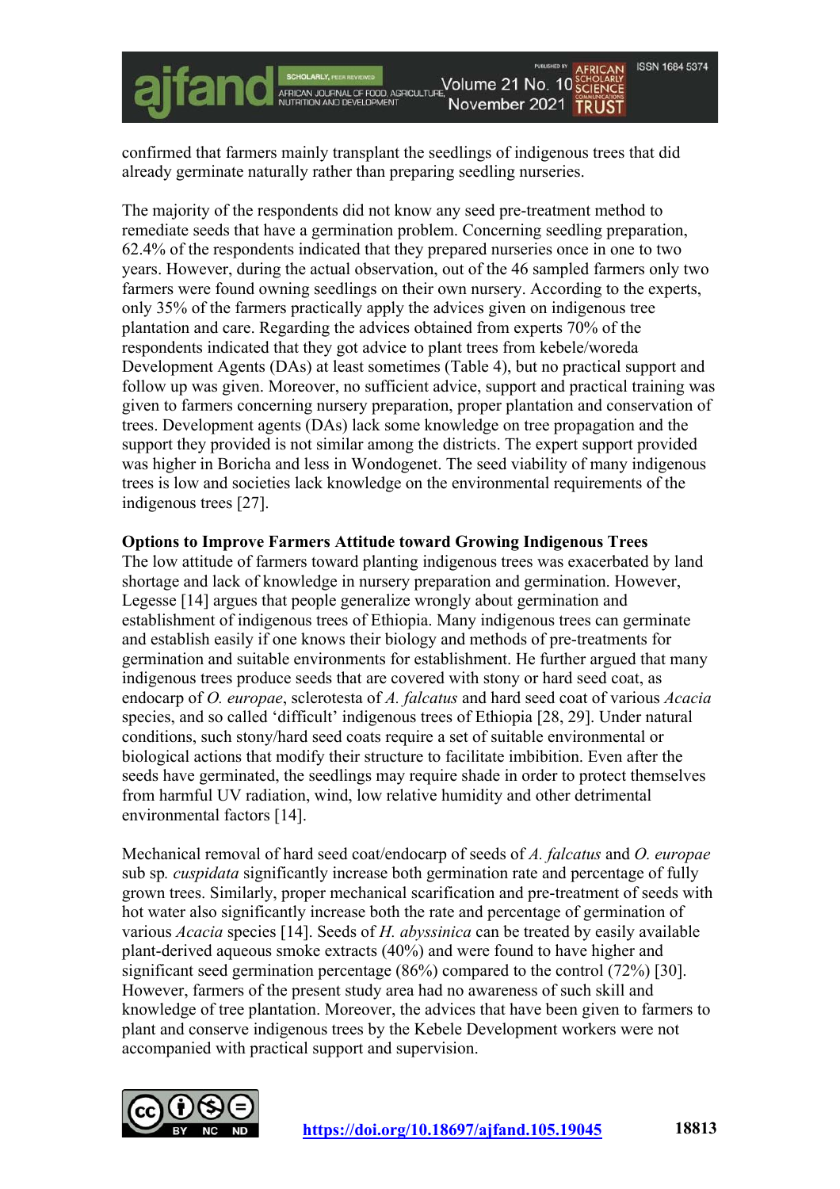confirmed that farmers mainly transplant the seedlings of indigenous trees that did already germinate naturally rather than preparing seedling nurseries.

The majority of the respondents did not know any seed pre-treatment method to remediate seeds that have a germination problem. Concerning seedling preparation, 62.4% of the respondents indicated that they prepared nurseries once in one to two years. However, during the actual observation, out of the 46 sampled farmers only two farmers were found owning seedlings on their own nursery. According to the experts, only 35% of the farmers practically apply the advices given on indigenous tree plantation and care. Regarding the advices obtained from experts 70% of the respondents indicated that they got advice to plant trees from kebele/woreda Development Agents (DAs) at least sometimes (Table 4), but no practical support and follow up was given. Moreover, no sufficient advice, support and practical training was given to farmers concerning nursery preparation, proper plantation and conservation of trees. Development agents (DAs) lack some knowledge on tree propagation and the support they provided is not similar among the districts. The expert support provided was higher in Boricha and less in Wondogenet. The seed viability of many indigenous trees is low and societies lack knowledge on the environmental requirements of the indigenous trees [27].

**Options to Improve Farmers Attitude toward Growing Indigenous Trees**

The low attitude of farmers toward planting indigenous trees was exacerbated by land shortage and lack of knowledge in nursery preparation and germination. However, Legesse [14] argues that people generalize wrongly about germination and establishment of indigenous trees of Ethiopia. Many indigenous trees can germinate and establish easily if one knows their biology and methods of pre-treatments for germination and suitable environments for establishment. He further argued that many indigenous trees produce seeds that are covered with stony or hard seed coat, as endocarp of *O. europae*, sclerotesta of *A. falcatus* and hard seed coat of various *Acacia* species, and so called 'difficult' indigenous trees of Ethiopia [28, 29]. Under natural conditions, such stony/hard seed coats require a set of suitable environmental or biological actions that modify their structure to facilitate imbibition. Even after the seeds have germinated, the seedlings may require shade in order to protect themselves from harmful UV radiation, wind, low relative humidity and other detrimental environmental factors [14].

Mechanical removal of hard seed coat/endocarp of seeds of *A. falcatus* and *O. europae* sub sp*. cuspidata* significantly increase both germination rate and percentage of fully grown trees. Similarly, proper mechanical scarification and pre-treatment of seeds with hot water also significantly increase both the rate and percentage of germination of various *Acacia* species [14]. Seeds of *H. abyssinica* can be treated by easily available plant-derived aqueous smoke extracts (40%) and were found to have higher and significant seed germination percentage (86%) compared to the control (72%) [30]. However, farmers of the present study area had no awareness of such skill and knowledge of tree plantation. Moreover, the advices that have been given to farmers to plant and conserve indigenous trees by the Kebele Development workers were not accompanied with practical support and supervision.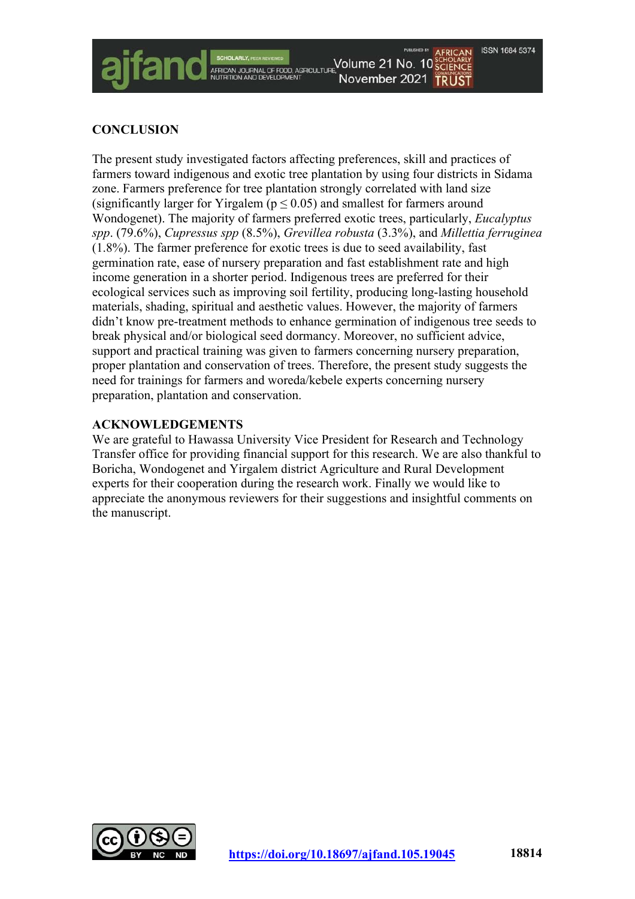## CONCLUSION

The present study investigated factors affecting preferences, skill and practices of farmers toward indigenous and exotic tree plantation by using four districts in Sidama zone. Farmers preference for tree plantation strongly correlated with land size (significantly larger for Yirgalem ($p \leq 0.05$) and smallest for farmers around Wondogenet). The majority of farmers preferred exotic trees, particularly, *Eucalyptus spp*. (79.6%), *Cupressus spp* (8.5%), *Grevillea robusta* (3.3%), and *Millettia ferruginea* (1.8%). The farmer preference for exotic trees is due to seed availability, fast germination rate, ease of nursery preparation and fast establishment rate and high income generation in a shorter period. Indigenous trees are preferred for their ecological services such as improving soil fertility, producing long-lasting household materials, shading, spiritual and aesthetic values. However, the majority of farmers didn't know pre-treatment methods to enhance germination of indigenous tree seeds to break physical and/or biological seed dormancy. Moreover, no sufficient advice, support and practical training was given to farmers concerning nursery preparation, proper plantation and conservation of trees. Therefore, the present study suggests the need for trainings for farmers and woreda/kebele experts concerning nursery preparation, plantation and conservation.

## ACKNOWLEDGEMENTS

We are grateful to Hawassa University Vice President for Research and Technology Transfer office for providing financial support for this research. We are also thankful to Boricha, Wondogenet and Yirgalem district Agriculture and Rural Development experts for their cooperation during the research work. Finally we would like to appreciate the anonymous reviewers for their suggestions and insightful comments on the manuscript.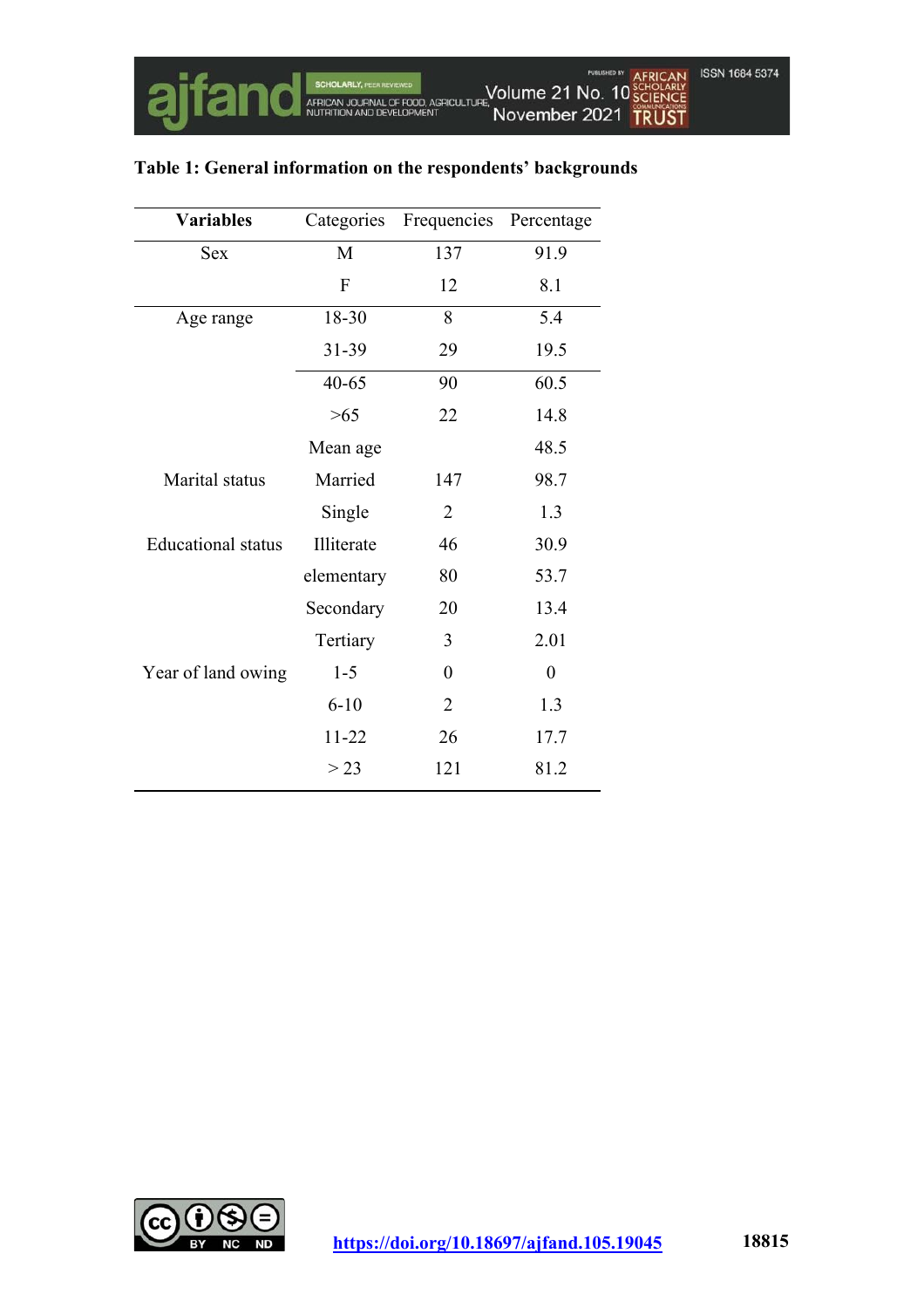**Table 1: General information on the respondents' backgrounds**

| Variables | Categories | Frequencies | Percentage |
|---|---|---|---|
| Sex | M | 137 | 91.9 |
| | F | 12 | 8.1 |
| Age range | 18-30 | 8 | 5.4 |
| | 31-39 | 29 | 19.5 |
| | 40-65 | 90 | 60.5 |
| | >65 | 22 | 14.8 |
| | Mean age | | 48.5 |
| Marital status | Married | 147 | 98.7 |
| | Single | 2 | 1.3 |
| Educational status | Illiterate | 46 | 30.9 |
| | elementary | 80 | 53.7 |
| | Secondary | 20 | 13.4 |
| | Tertiary | 3 | 2.01 |
| Year of land owing | 1-5 | 0 | 0 |
| | 6-10 | 2 | 1.3 |
| | 11-22 | 26 | 17.7 |
| | > 23 | 121 | 81.2 |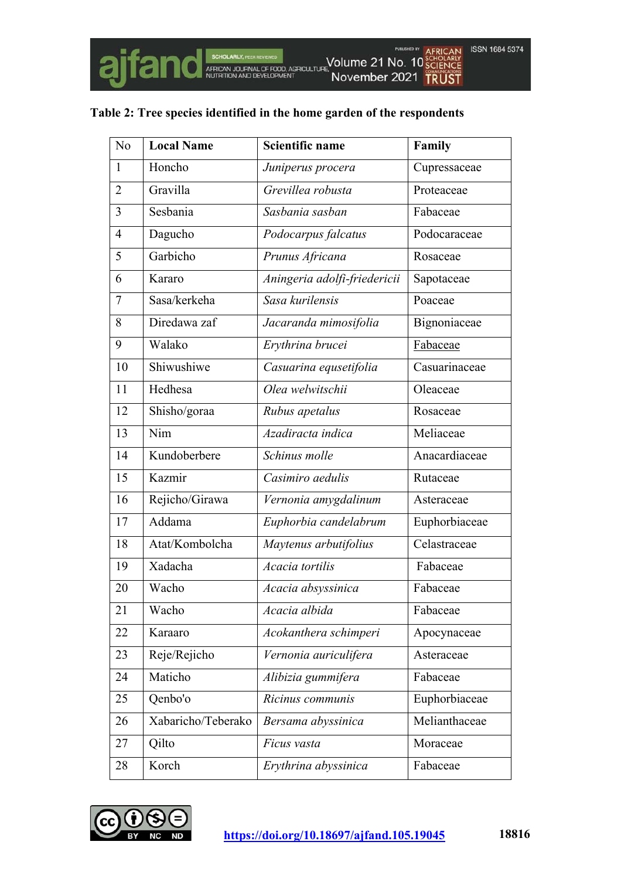**Table 2: Tree species identified in the home garden of the respondents**

| No | Local Name | Scientific name | Family |
|---|---|---|---|
| 1 | Honcho | *Juniperus procera* | Cupressaceae |
| 2 | Gravilla | *Grevillea robusta* | Proteaceae |
| 3 | Sesbania | *Sasbania sasban* | Fabaceae |
| 4 | Dagucho | *Podocarpus falcatus* | Podocaraceae |
| 5 | Garbicho | *Prunus Africana* | Rosaceae |
| 6 | Kararo | *Aningeria adolfi-friedericii* | Sapotaceae |
| 7 | Sasa/kerkeha | *Sasa kurilensis* | Poaceae |
| 8 | Diredawa zaf | *Jacaranda mimosifolia* | Bignoniaceae |
| 9 | Walako | *Erythrina brucei* | Fabaceae |
| 10 | Shiwushiwe | *Casuarina equsetifolia* | Casuarinaceae |
| 11 | Hedhesa | *Olea welwitschii* | Oleaceae |
| 12 | Shisho/goraa | *Rubus apetalus* | Rosaceae |
| 13 | Nim | *Azadiracta indica* | Meliaceae |
| 14 | Kundoberbere | *Schinus molle* | Anacardiaceae |
| 15 | Kazmir | *Casimiro aedulis* | Rutaceae |
| 16 | Rejicho/Girawa | *Vernonia amygdalinum* | Asteraceae |
| 17 | Addama | *Euphorbia candelabrum* | Euphorbiaceae |
| 18 | Atat/Kombolcha | *Maytenus arbutifolius* | Celastraceae |
| 19 | Xadacha | *Acacia tortilis* | Fabaceae |
| 20 | Wacho | *Acacia absyssinica* | Fabaceae |
| 21 | Wacho | *Acacia albida* | Fabaceae |
| 22 | Karaaro | *Acokanthera schimperi* | Apocynaceae |
| 23 | Reje/Rejicho | *Vernonia auriculifera* | Asteraceae |
| 24 | Maticho | *Alibizia gummifera* | Fabaceae |
| 25 | Qenbo'o | *Ricinus communis* | Euphorbiaceae |
| 26 | Xabaricho/Teberako | *Bersama abyssinica* | Melianthaceae |
| 27 | Qilto | *Ficus vasta* | Moraceae |
| 28 | Korch | *Erythrina abyssinica* | Fabaceae |

https://doi.org/10.18697/ajfand.105.19045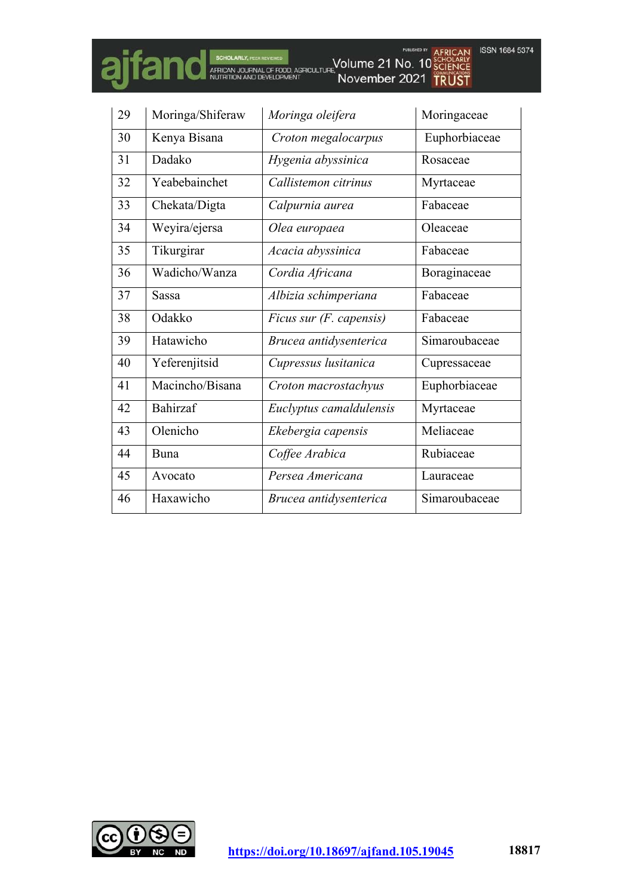| | | | |
|---|---|---|---|
| 29 | Moringa/Shiferaw | *Moringa oleifera* | Moringaceae |
| 30 | Kenya Bisana | *Croton megalocarpus* | Euphorbiaceae |
| 31 | Dadako | *Hygenia abyssinica* | Rosaceae |
| 32 | Yeabebainchet | *Callistemon citrinus* | Myrtaceae |
| 33 | Chekata/Digta | *Calpurnia aurea* | Fabaceae |
| 34 | Weyira/ejersa | *Olea europaea* | Oleaceae |
| 35 | Tikurgirar | *Acacia abyssinica* | Fabaceae |
| 36 | Wadicho/Wanza | *Cordia Africana* | Boraginaceae |
| 37 | Sassa | *Albizia schimperiana* | Fabaceae |
| 38 | Odakko | *Ficus sur (F. capensis)* | Fabaceae |
| 39 | Hatawicho | *Brucea antidysenterica* | Simaroubaceae |
| 40 | Yeferenjitsid | *Cupressus lusitanica* | Cupressaceae |
| 41 | Macincho/Bisana | *Croton macrostachyus* | Euphorbiaceae |
| 42 | Bahirzaf | *Euclyptus camaldulensis* | Myrtaceae |
| 43 | Olenicho | *Ekebergia capensis* | Meliaceae |
| 44 | Buna | *Coffee Arabica* | Rubiaceae |
| 45 | Avocato | *Persea Americana* | Lauraceae |
| 46 | Haxawicho | *Brucea antidysenterica* | Simaroubaceae |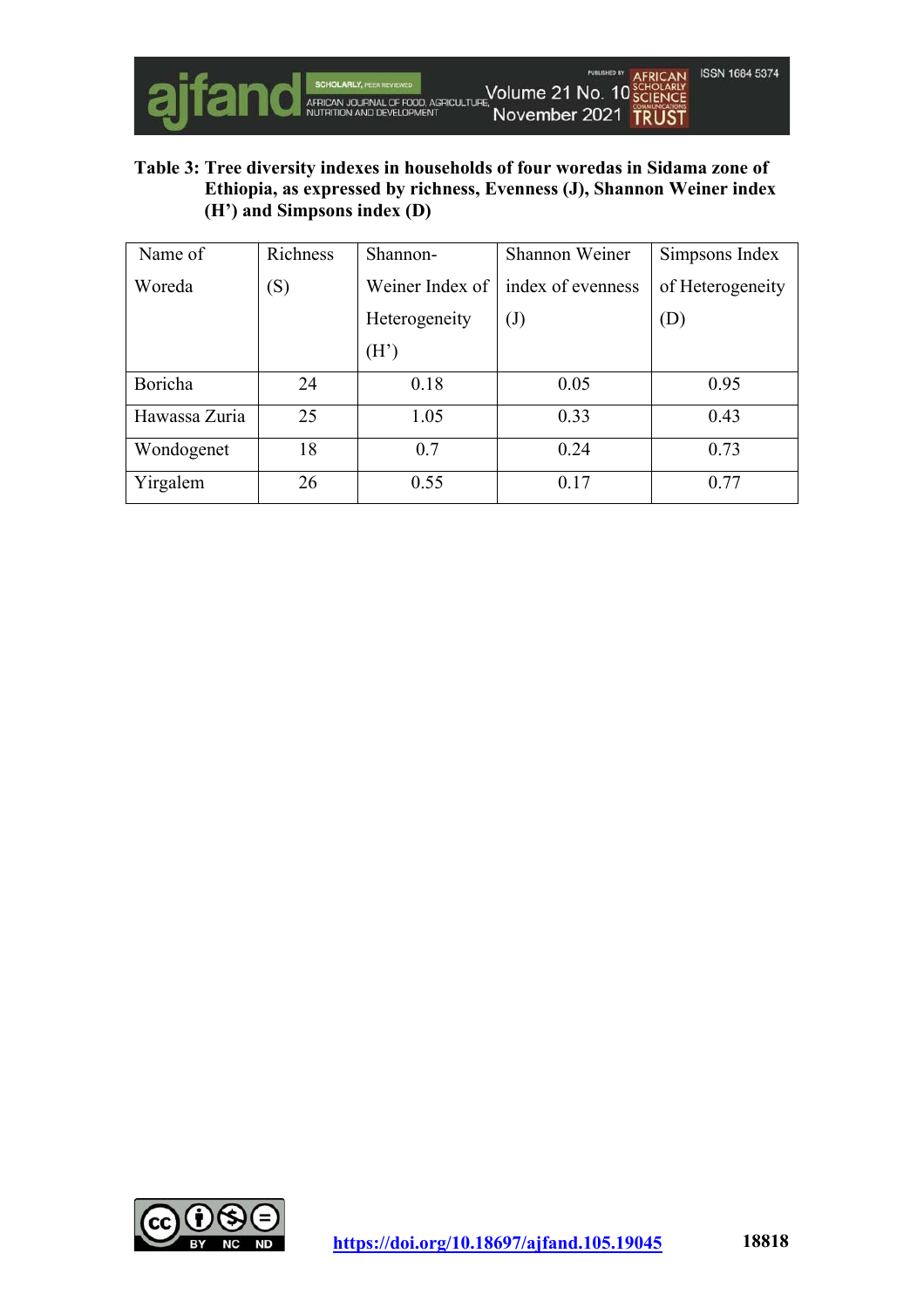**Table 3: Tree diversity indexes in households of four woredas in Sidama zone of Ethiopia, as expressed by richness, Evenness (J), Shannon Weiner index (H') and Simpsons index (D)**

| Name of Woreda | Richness (S) | Shannon-Weiner Index of Heterogeneity (H') | Shannon Weiner index of evenness (J) | Simpsons Index of Heterogeneity (D) |
|---|---|---|---|---|
| Boricha | 24 | 0.18 | 0.05 | 0.95 |
| Hawassa Zuria | 25 | 1.05 | 0.33 | 0.43 |
| Wondogenet | 18 | 0.7 | 0.24 | 0.73 |
| Yirgalem | 26 | 0.55 | 0.17 | 0.77 |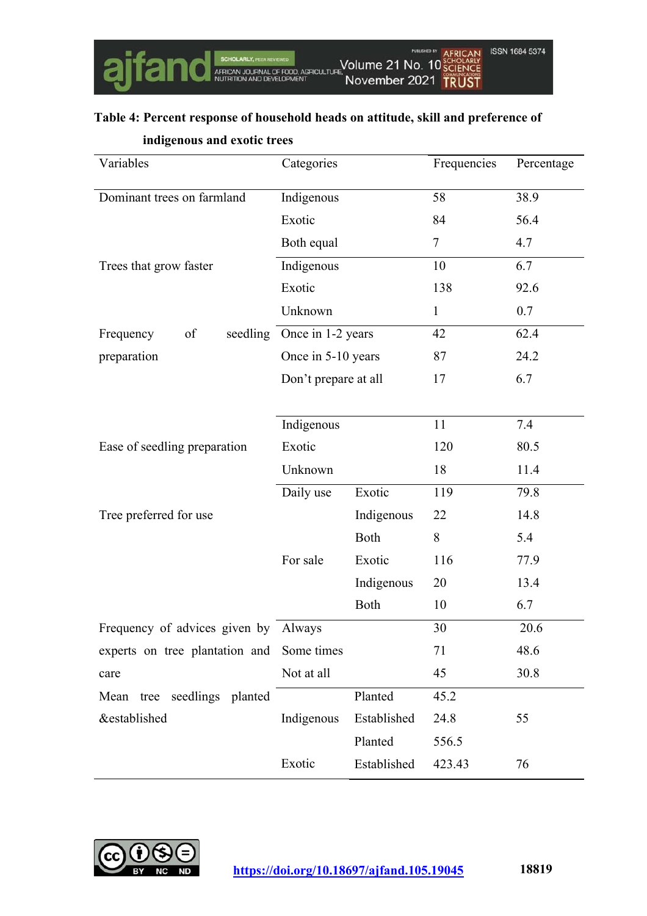**Table 4: Percent response of household heads on attitude, skill and preference of indigenous and exotic trees**

| Variables | Categories | | Frequencies | Percentage |
|---|---|---|---|---|
| Dominant trees on farmland | Indigenous | | 58 | 38.9 |
| | Exotic | | 84 | 56.4 |
| | Both equal | | 7 | 4.7 |
| Trees that grow faster | Indigenous | | 10 | 6.7 |
| | Exotic | | 138 | 92.6 |
| | Unknown | | 1 | 0.7 |
| Frequency of seedling preparation | Once in 1-2 years | | 42 | 62.4 |
| | Once in 5-10 years | | 87 | 24.2 |
| | Don't prepare at all | | 17 | 6.7 |
| Ease of seedling preparation | Indigenous | | 11 | 7.4 |
| | Exotic | | 120 | 80.5 |
| | Unknown | | 18 | 11.4 |
| Tree preferred for use | Daily use | Exotic | 119 | 79.8 |
| | | Indigenous | 22 | 14.8 |
| | | Both | 8 | 5.4 |
| | For sale | Exotic | 116 | 77.9 |
| | | Indigenous | 20 | 13.4 |
| | | Both | 10 | 6.7 |
| Frequency of advices given by experts on tree plantation and care | Always | | 30 | 20.6 |
| | Some times | | 71 | 48.6 |
| | Not at all | | 45 | 30.8 |
| Mean tree seedlings planted &established | Indigenous | Planted | 45.2 | |
| | | Established | 24.8 | 55 |
| | Exotic | Planted | 556.5 | |
| | | Established | 423.43 | 76 |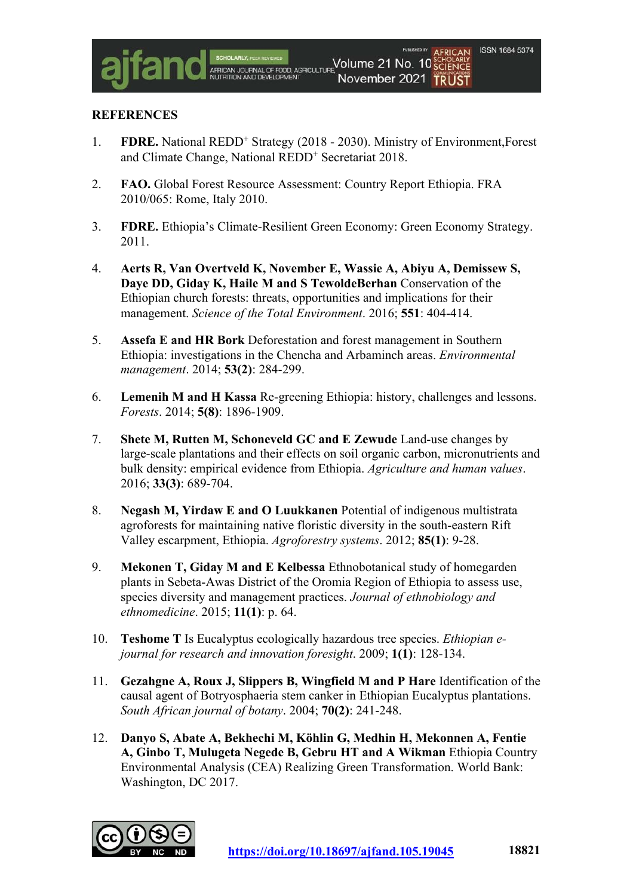## REFERENCES

1. **FDRE.** National REDD+ Strategy (2018 - 2030). Ministry of Environment,Forest and Climate Change, National REDD+ Secretariat 2018.

2. **FAO.** Global Forest Resource Assessment: Country Report Ethiopia. FRA 2010/065: Rome, Italy 2010.

3. **FDRE.** Ethiopia's Climate-Resilient Green Economy: Green Economy Strategy. 2011.

4. **Aerts R, Van Overtveld K, November E, Wassie A, Abiyu A, Demissew S, Daye DD, Giday K, Haile M and S TewoldeBerhan** Conservation of the Ethiopian church forests: threats, opportunities and implications for their management. *Science of the Total Environment*. 2016; **551**: 404-414.

5. **Assefa E and HR Bork** Deforestation and forest management in Southern Ethiopia: investigations in the Chencha and Arbaminch areas. *Environmental management*. 2014; **53(2)**: 284-299.

6. **Lemenih M and H Kassa** Re-greening Ethiopia: history, challenges and lessons. *Forests*. 2014; **5(8)**: 1896-1909.

7. **Shete M, Rutten M, Schoneveld GC and E Zewude** Land-use changes by large-scale plantations and their effects on soil organic carbon, micronutrients and bulk density: empirical evidence from Ethiopia. *Agriculture and human values*. 2016; **33(3)**: 689-704.

8. **Negash M, Yirdaw E and O Luukkanen** Potential of indigenous multistrata agroforests for maintaining native floristic diversity in the south-eastern Rift Valley escarpment, Ethiopia. *Agroforestry systems*. 2012; **85(1)**: 9-28.

9. **Mekonen T, Giday M and E Kelbessa** Ethnobotanical study of homegarden plants in Sebeta-Awas District of the Oromia Region of Ethiopia to assess use, species diversity and management practices. *Journal of ethnobiology and ethnomedicine*. 2015; **11(1)**: p. 64.

10. **Teshome T** Is Eucalyptus ecologically hazardous tree species. *Ethiopian e-journal for research and innovation foresight*. 2009; **1(1)**: 128-134.

11. **Gezahgne A, Roux J, Slippers B, Wingfield M and P Hare** Identification of the causal agent of Botryosphaeria stem canker in Ethiopian Eucalyptus plantations. *South African journal of botany*. 2004; **70(2)**: 241-248.

12. **Danyo S, Abate A, Bekhechi M, Köhlin G, Medhin H, Mekonnen A, Fentie A, Ginbo T, Mulugeta Negede B, Gebru HT and A Wikman** Ethiopia Country Environmental Analysis (CEA) Realizing Green Transformation. World Bank: Washington, DC 2017.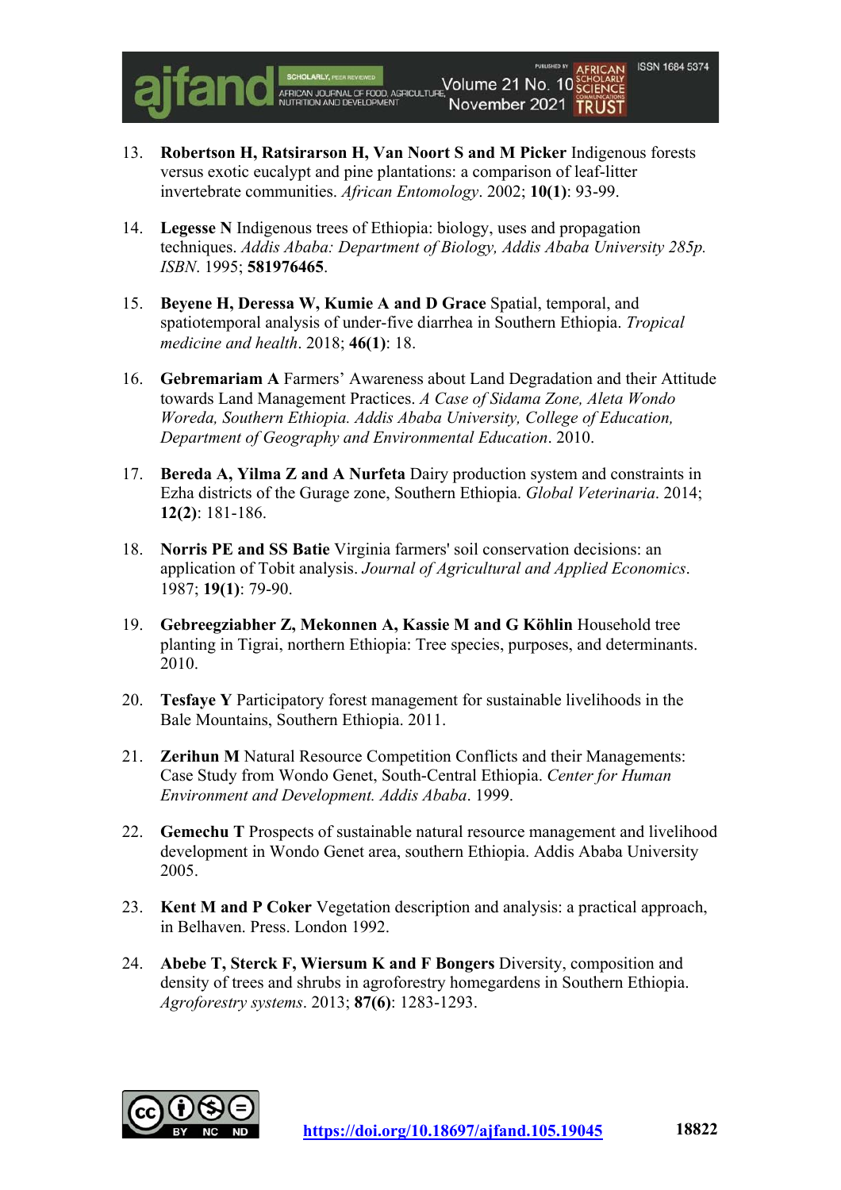13. **Robertson H, Ratsirarson H, Van Noort S and M Picker** Indigenous forests versus exotic eucalypt and pine plantations: a comparison of leaf-litter invertebrate communities. *African Entomology*. 2002; **10(1)**: 93-99.

14. **Legesse N** Indigenous trees of Ethiopia: biology, uses and propagation techniques. *Addis Ababa: Department of Biology, Addis Ababa University 285p. ISBN*. 1995; **581976465**.

15. **Beyene H, Deressa W, Kumie A and D Grace** Spatial, temporal, and spatiotemporal analysis of under-five diarrhea in Southern Ethiopia. *Tropical medicine and health*. 2018; **46(1)**: 18.

16. **Gebremariam A** Farmers' Awareness about Land Degradation and their Attitude towards Land Management Practices. *A Case of Sidama Zone, Aleta Wondo Woreda, Southern Ethiopia. Addis Ababa University, College of Education, Department of Geography and Environmental Education*. 2010.

17. **Bereda A, Yilma Z and A Nurfeta** Dairy production system and constraints in Ezha districts of the Gurage zone, Southern Ethiopia. *Global Veterinaria*. 2014; **12(2)**: 181-186.

18. **Norris PE and SS Batie** Virginia farmers' soil conservation decisions: an application of Tobit analysis. *Journal of Agricultural and Applied Economics*. 1987; **19(1)**: 79-90.

19. **Gebreegziabher Z, Mekonnen A, Kassie M and G Köhlin** Household tree planting in Tigrai, northern Ethiopia: Tree species, purposes, and determinants. 2010.

20. **Tesfaye Y** Participatory forest management for sustainable livelihoods in the Bale Mountains, Southern Ethiopia. 2011.

21. **Zerihun M** Natural Resource Competition Conflicts and their Managements: Case Study from Wondo Genet, South-Central Ethiopia. *Center for Human Environment and Development. Addis Ababa*. 1999.

22. **Gemechu T** Prospects of sustainable natural resource management and livelihood development in Wondo Genet area, southern Ethiopia. Addis Ababa University 2005.

23. **Kent M and P Coker** Vegetation description and analysis: a practical approach, in Belhaven. Press. London 1992.

24. **Abebe T, Sterck F, Wiersum K and F Bongers** Diversity, composition and density of trees and shrubs in agroforestry homegardens in Southern Ethiopia. *Agroforestry systems*. 2013; **87(6)**: 1283-1293.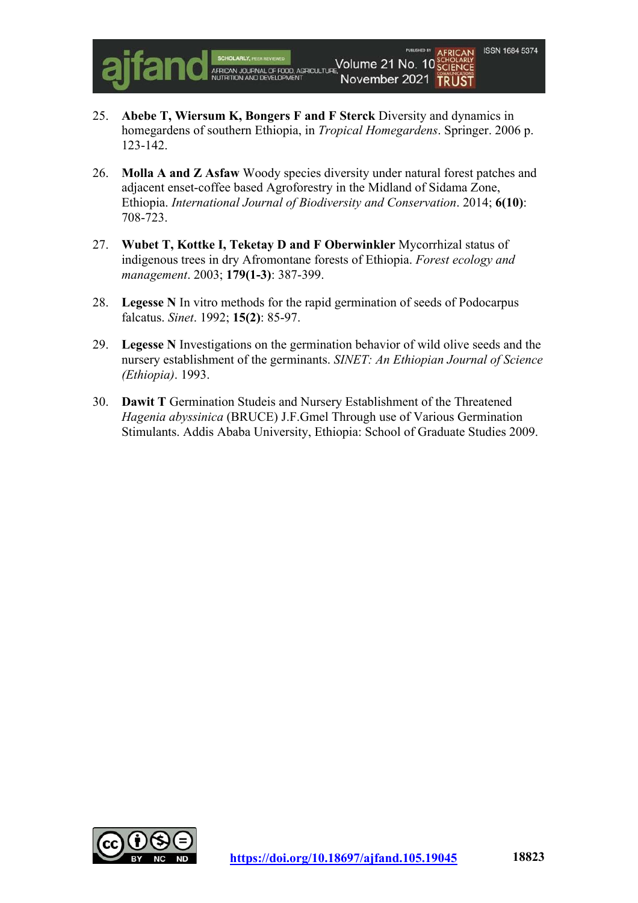25. **Abebe T, Wiersum K, Bongers F and F Sterck** Diversity and dynamics in homegardens of southern Ethiopia, in *Tropical Homegardens*. Springer. 2006 p. 123-142.

26. **Molla A and Z Asfaw** Woody species diversity under natural forest patches and adjacent enset-coffee based Agroforestry in the Midland of Sidama Zone, Ethiopia. *International Journal of Biodiversity and Conservation*. 2014; **6(10)**: 708-723.

27. **Wubet T, Kottke I, Teketay D and F Oberwinkler** Mycorrhizal status of indigenous trees in dry Afromontane forests of Ethiopia. *Forest ecology and management*. 2003; **179(1-3)**: 387-399.

28. **Legesse N** In vitro methods for the rapid germination of seeds of Podocarpus falcatus. *Sinet*. 1992; **15(2)**: 85-97.

29. **Legesse N** Investigations on the germination behavior of wild olive seeds and the nursery establishment of the germinants. *SINET: An Ethiopian Journal of Science (Ethiopia)*. 1993.

30. **Dawit T** Germination Studeis and Nursery Establishment of the Threatened *Hagenia abyssinica* (BRUCE) J.F.Gmel Through use of Various Germination Stimulants. Addis Ababa University, Ethiopia: School of Graduate Studies 2009.